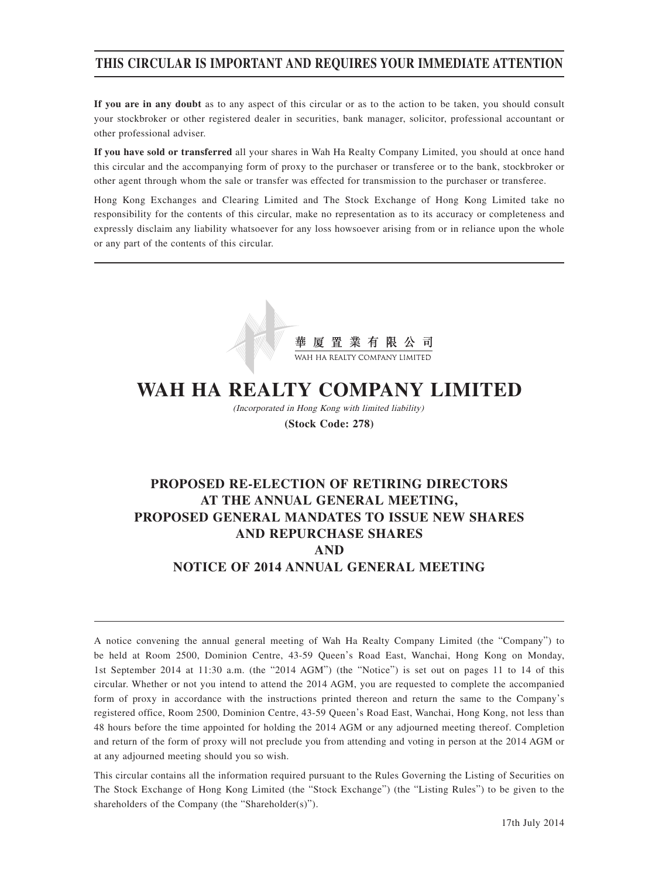**THIS CIRCULAR IS IMPORTANT AND REQUIRES YOUR IMMEDIATE ATTENTION**

**If you are in any doubt** as to any aspect of this circular or as to the action to be taken, you should consult your stockbroker or other registered dealer in securities, bank manager, solicitor, professional accountant or other professional adviser.

**If you have sold or transferred** all your shares in Wah Ha Realty Company Limited, you should at once hand this circular and the accompanying form of proxy to the purchaser or transferee or to the bank, stockbroker or other agent through whom the sale or transfer was effected for transmission to the purchaser or transferee.

Hong Kong Exchanges and Clearing Limited and The Stock Exchange of Hong Kong Limited take no responsibility for the contents of this circular, make no representation as to its accuracy or completeness and expressly disclaim any liability whatsoever for any loss howsoever arising from or in reliance upon the whole or any part of the contents of this circular.

華 厦 置 業 有 限 公 司
WAH HA REALTY COMPANY LIMITED

# WAH HA REALTY COMPANY LIMITED

*(Incorporated in Hong Kong with limited liability)*

**(Stock Code: 278)**

## PROPOSED RE-ELECTION OF RETIRING DIRECTORS AT THE ANNUAL GENERAL MEETING, PROPOSED GENERAL MANDATES TO ISSUE NEW SHARES AND REPURCHASE SHARES AND NOTICE OF 2014 ANNUAL GENERAL MEETING

A notice convening the annual general meeting of Wah Ha Realty Company Limited (the "Company") to be held at Room 2500, Dominion Centre, 43-59 Queen's Road East, Wanchai, Hong Kong on Monday, 1st September 2014 at 11:30 a.m. (the "2014 AGM") (the "Notice") is set out on pages 11 to 14 of this circular. Whether or not you intend to attend the 2014 AGM, you are requested to complete the accompanied form of proxy in accordance with the instructions printed thereon and return the same to the Company's registered office, Room 2500, Dominion Centre, 43-59 Queen's Road East, Wanchai, Hong Kong, not less than 48 hours before the time appointed for holding the 2014 AGM or any adjourned meeting thereof. Completion and return of the form of proxy will not preclude you from attending and voting in person at the 2014 AGM or at any adjourned meeting should you so wish.

This circular contains all the information required pursuant to the Rules Governing the Listing of Securities on The Stock Exchange of Hong Kong Limited (the "Stock Exchange") (the "Listing Rules") to be given to the shareholders of the Company (the "Shareholder(s)").

17th July 2014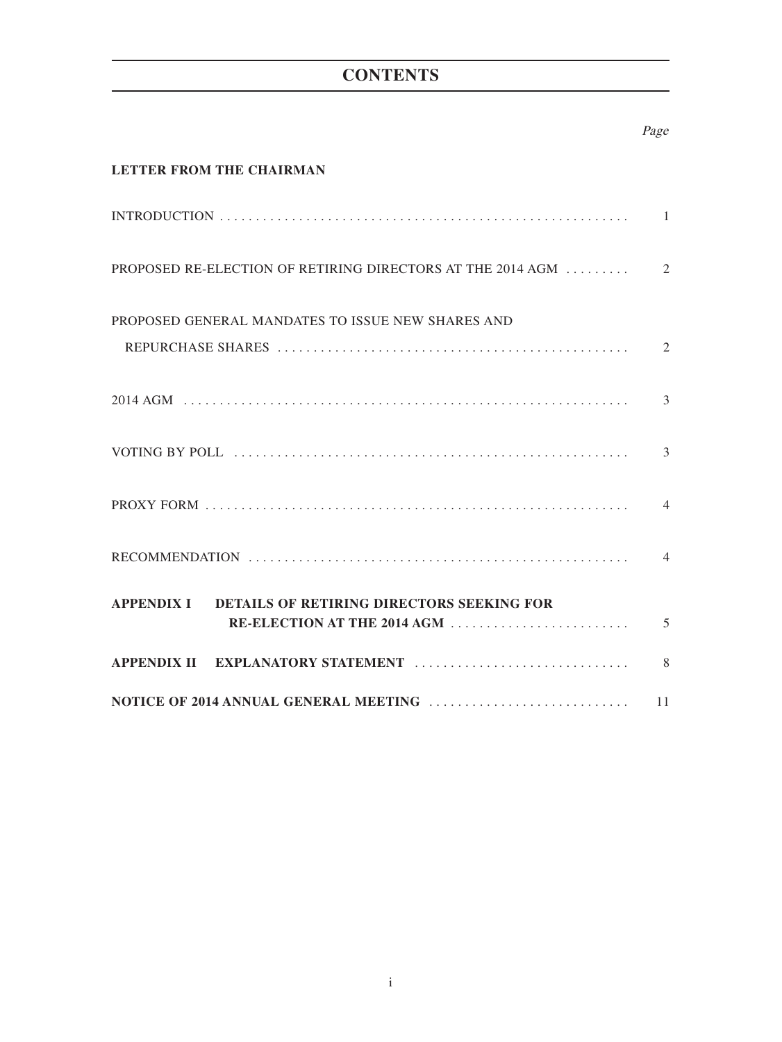# CONTENTS

| | Page |
|---|---|
| **LETTER FROM THE CHAIRMAN** | |
| INTRODUCTION | 1 |
| PROPOSED RE-ELECTION OF RETIRING DIRECTORS AT THE 2014 AGM | 2 |
| PROPOSED GENERAL MANDATES TO ISSUE NEW SHARES AND REPURCHASE SHARES | 2 |
| 2014 AGM | 3 |
| VOTING BY POLL | 3 |
| PROXY FORM | 4 |
| RECOMMENDATION | 4 |
| **APPENDIX I DETAILS OF RETIRING DIRECTORS SEEKING FOR RE-ELECTION AT THE 2014 AGM** | 5 |
| **APPENDIX II EXPLANATORY STATEMENT** | 8 |
| **NOTICE OF 2014 ANNUAL GENERAL MEETING** | 11 |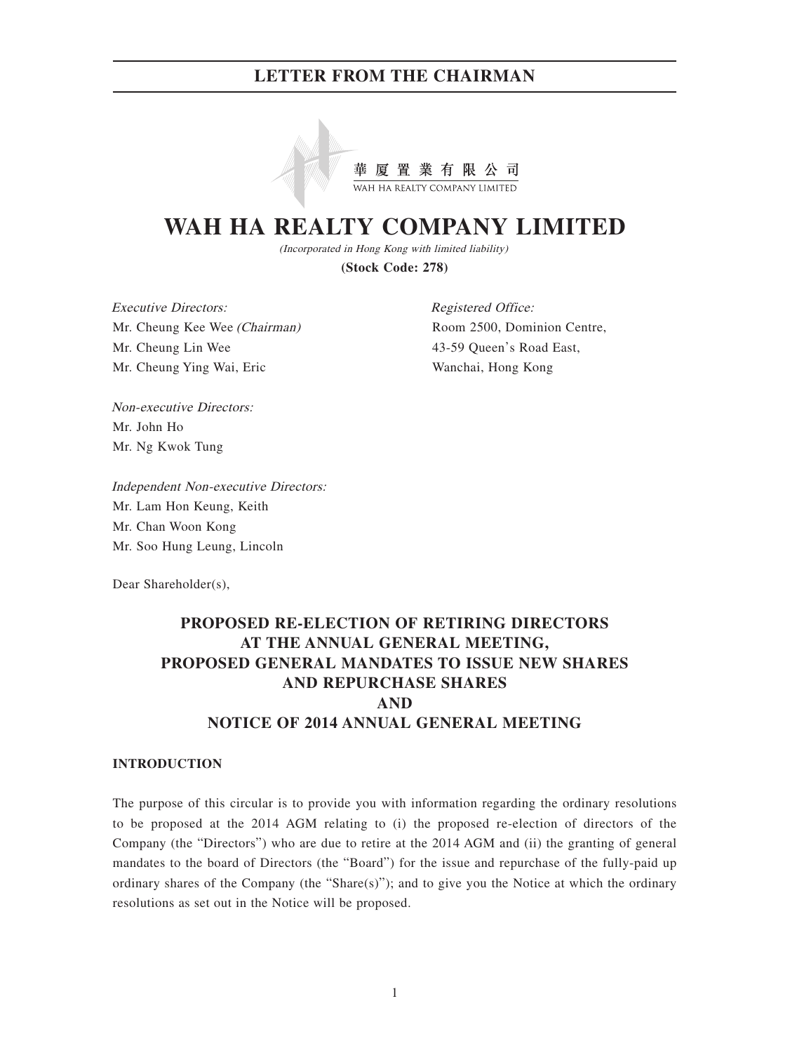## LETTER FROM THE CHAIRMAN

華厦置業有限公司
WAH HA REALTY COMPANY LIMITED

# WAH HA REALTY COMPANY LIMITED

*(Incorporated in Hong Kong with limited liability)*

**(Stock Code: 278)**

*Executive Directors:*
Mr. Cheung Kee Wee *(Chairman)*
Mr. Cheung Lin Wee
Mr. Cheung Ying Wai, Eric

*Registered Office:*
Room 2500, Dominion Centre,
43-59 Queen's Road East,
Wanchai, Hong Kong

*Non-executive Directors:*
Mr. John Ho
Mr. Ng Kwok Tung

*Independent Non-executive Directors:*
Mr. Lam Hon Keung, Keith
Mr. Chan Woon Kong
Mr. Soo Hung Leung, Lincoln

Dear Shareholder(s),

## PROPOSED RE-ELECTION OF RETIRING DIRECTORS AT THE ANNUAL GENERAL MEETING, PROPOSED GENERAL MANDATES TO ISSUE NEW SHARES AND REPURCHASE SHARES AND NOTICE OF 2014 ANNUAL GENERAL MEETING

### INTRODUCTION

The purpose of this circular is to provide you with information regarding the ordinary resolutions to be proposed at the 2014 AGM relating to (i) the proposed re-election of directors of the Company (the "Directors") who are due to retire at the 2014 AGM and (ii) the granting of general mandates to the board of Directors (the "Board") for the issue and repurchase of the fully-paid up ordinary shares of the Company (the "Share(s)"); and to give you the Notice at which the ordinary resolutions as set out in the Notice will be proposed.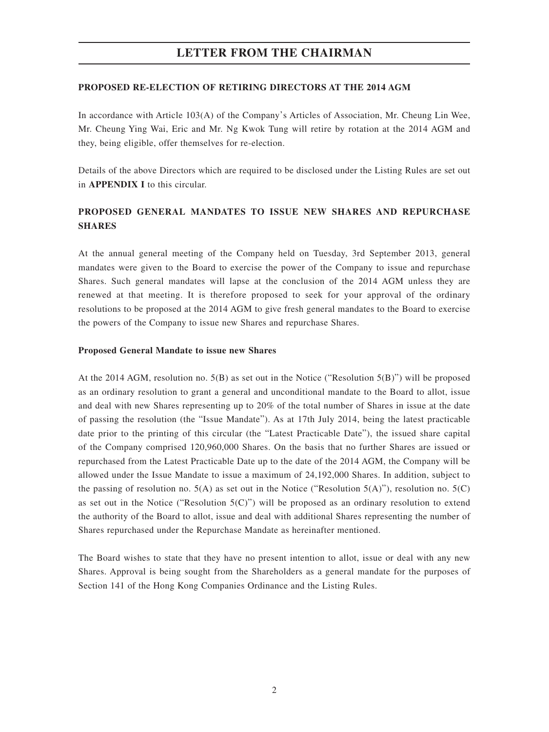# LETTER FROM THE CHAIRMAN

**PROPOSED RE-ELECTION OF RETIRING DIRECTORS AT THE 2014 AGM**

In accordance with Article 103(A) of the Company's Articles of Association, Mr. Cheung Lin Wee, Mr. Cheung Ying Wai, Eric and Mr. Ng Kwok Tung will retire by rotation at the 2014 AGM and they, being eligible, offer themselves for re-election.

Details of the above Directors which are required to be disclosed under the Listing Rules are set out in **APPENDIX I** to this circular.

## PROPOSED GENERAL MANDATES TO ISSUE NEW SHARES AND REPURCHASE SHARES

At the annual general meeting of the Company held on Tuesday, 3rd September 2013, general mandates were given to the Board to exercise the power of the Company to issue and repurchase Shares. Such general mandates will lapse at the conclusion of the 2014 AGM unless they are renewed at that meeting. It is therefore proposed to seek for your approval of the ordinary resolutions to be proposed at the 2014 AGM to give fresh general mandates to the Board to exercise the powers of the Company to issue new Shares and repurchase Shares.

**Proposed General Mandate to issue new Shares**

At the 2014 AGM, resolution no. 5(B) as set out in the Notice ("Resolution 5(B)") will be proposed as an ordinary resolution to grant a general and unconditional mandate to the Board to allot, issue and deal with new Shares representing up to 20% of the total number of Shares in issue at the date of passing the resolution (the "Issue Mandate"). As at 17th July 2014, being the latest practicable date prior to the printing of this circular (the "Latest Practicable Date"), the issued share capital of the Company comprised 120,960,000 Shares. On the basis that no further Shares are issued or repurchased from the Latest Practicable Date up to the date of the 2014 AGM, the Company will be allowed under the Issue Mandate to issue a maximum of 24,192,000 Shares. In addition, subject to the passing of resolution no. 5(A) as set out in the Notice ("Resolution 5(A)"), resolution no. 5(C) as set out in the Notice ("Resolution 5(C)") will be proposed as an ordinary resolution to extend the authority of the Board to allot, issue and deal with additional Shares representing the number of Shares repurchased under the Repurchase Mandate as hereinafter mentioned.

The Board wishes to state that they have no present intention to allot, issue or deal with any new Shares. Approval is being sought from the Shareholders as a general mandate for the purposes of Section 141 of the Hong Kong Companies Ordinance and the Listing Rules.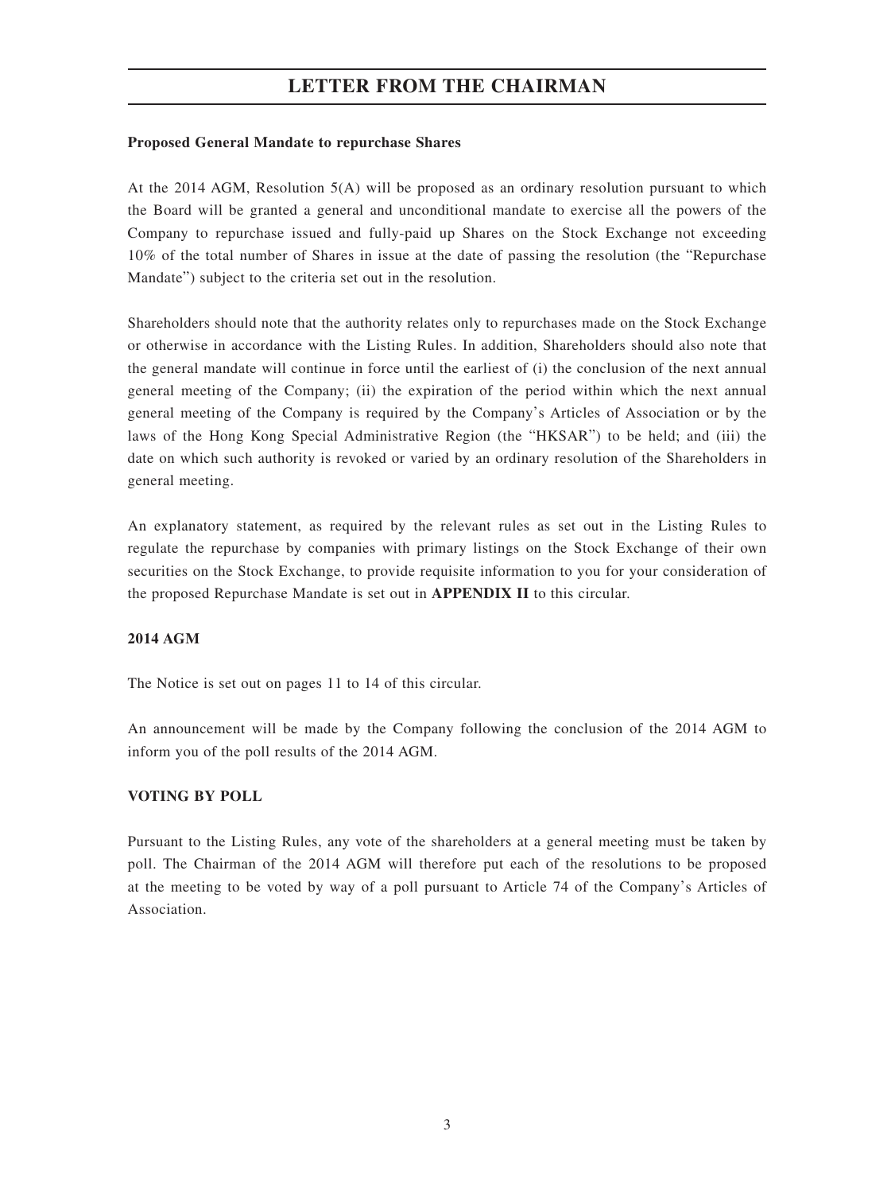# LETTER FROM THE CHAIRMAN

**Proposed General Mandate to repurchase Shares**

At the 2014 AGM, Resolution 5(A) will be proposed as an ordinary resolution pursuant to which the Board will be granted a general and unconditional mandate to exercise all the powers of the Company to repurchase issued and fully-paid up Shares on the Stock Exchange not exceeding 10% of the total number of Shares in issue at the date of passing the resolution (the "Repurchase Mandate") subject to the criteria set out in the resolution.

Shareholders should note that the authority relates only to repurchases made on the Stock Exchange or otherwise in accordance with the Listing Rules. In addition, Shareholders should also note that the general mandate will continue in force until the earliest of (i) the conclusion of the next annual general meeting of the Company; (ii) the expiration of the period within which the next annual general meeting of the Company is required by the Company's Articles of Association or by the laws of the Hong Kong Special Administrative Region (the "HKSAR") to be held; and (iii) the date on which such authority is revoked or varied by an ordinary resolution of the Shareholders in general meeting.

An explanatory statement, as required by the relevant rules as set out in the Listing Rules to regulate the repurchase by companies with primary listings on the Stock Exchange of their own securities on the Stock Exchange, to provide requisite information to you for your consideration of the proposed Repurchase Mandate is set out in **APPENDIX II** to this circular.

**2014 AGM**

The Notice is set out on pages 11 to 14 of this circular.

An announcement will be made by the Company following the conclusion of the 2014 AGM to inform you of the poll results of the 2014 AGM.

**VOTING BY POLL**

Pursuant to the Listing Rules, any vote of the shareholders at a general meeting must be taken by poll. The Chairman of the 2014 AGM will therefore put each of the resolutions to be proposed at the meeting to be voted by way of a poll pursuant to Article 74 of the Company's Articles of Association.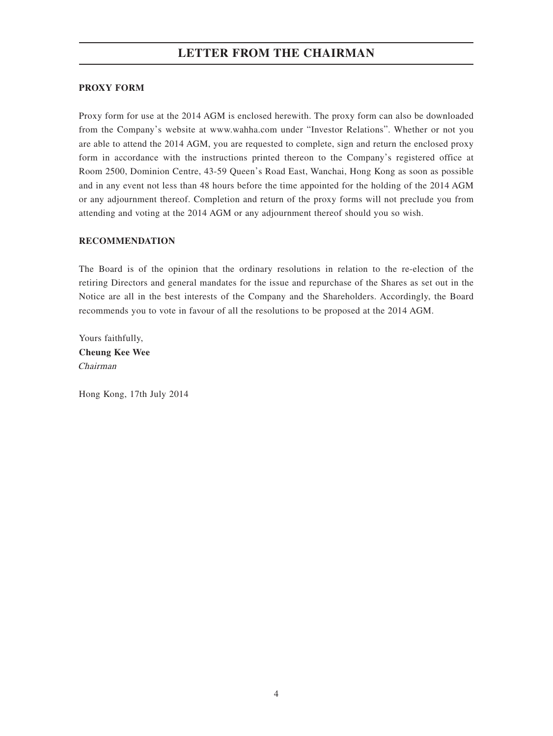# LETTER FROM THE CHAIRMAN

**PROXY FORM**

Proxy form for use at the 2014 AGM is enclosed herewith. The proxy form can also be downloaded from the Company's website at www.wahha.com under "Investor Relations". Whether or not you are able to attend the 2014 AGM, you are requested to complete, sign and return the enclosed proxy form in accordance with the instructions printed thereon to the Company's registered office at Room 2500, Dominion Centre, 43-59 Queen's Road East, Wanchai, Hong Kong as soon as possible and in any event not less than 48 hours before the time appointed for the holding of the 2014 AGM or any adjournment thereof. Completion and return of the proxy forms will not preclude you from attending and voting at the 2014 AGM or any adjournment thereof should you so wish.

**RECOMMENDATION**

The Board is of the opinion that the ordinary resolutions in relation to the re-election of the retiring Directors and general mandates for the issue and repurchase of the Shares as set out in the Notice are all in the best interests of the Company and the Shareholders. Accordingly, the Board recommends you to vote in favour of all the resolutions to be proposed at the 2014 AGM.

Yours faithfully,
**Cheung Kee Wee**
*Chairman*

Hong Kong, 17th July 2014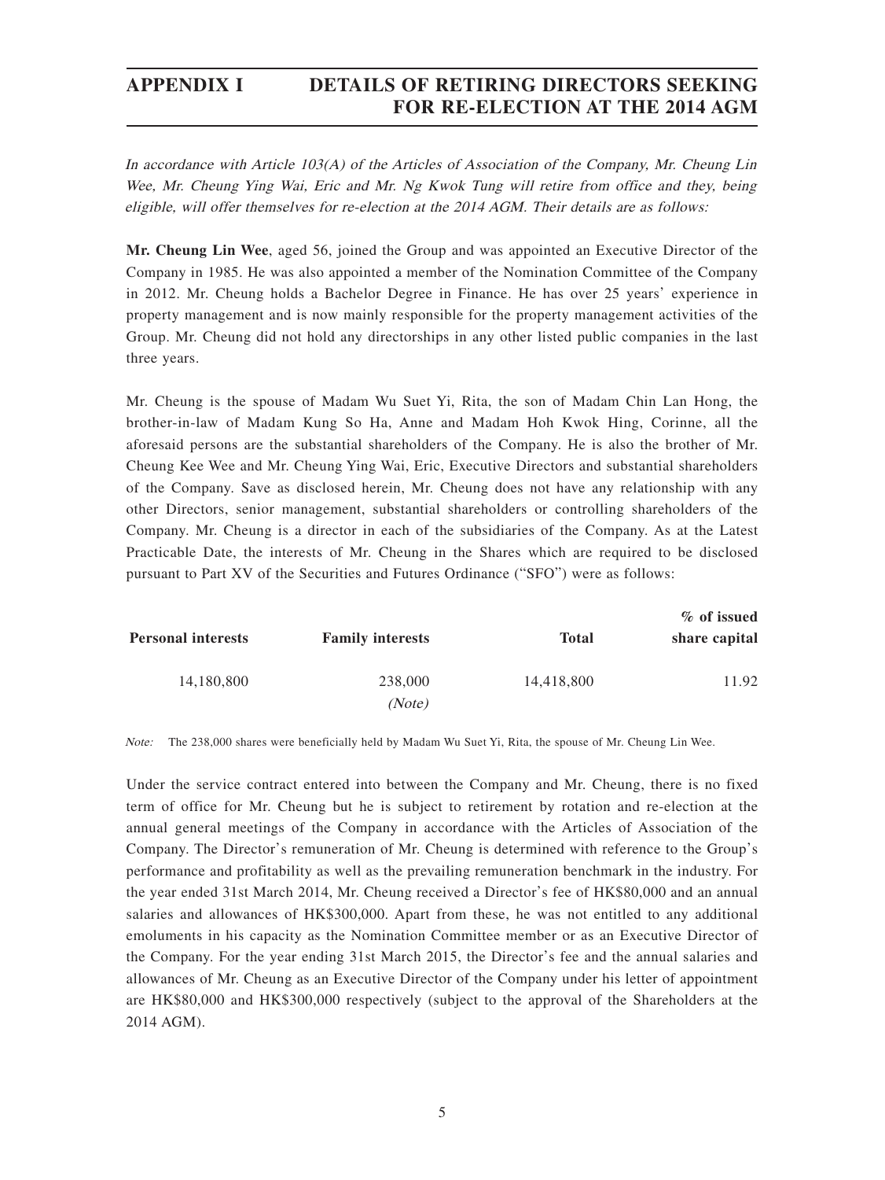# APPENDIX I DETAILS OF RETIRING DIRECTORS SEEKING FOR RE-ELECTION AT THE 2014 AGM

*In accordance with Article 103(A) of the Articles of Association of the Company, Mr. Cheung Lin Wee, Mr. Cheung Ying Wai, Eric and Mr. Ng Kwok Tung will retire from office and they, being eligible, will offer themselves for re-election at the 2014 AGM. Their details are as follows:*

**Mr. Cheung Lin Wee**, aged 56, joined the Group and was appointed an Executive Director of the Company in 1985. He was also appointed a member of the Nomination Committee of the Company in 2012. Mr. Cheung holds a Bachelor Degree in Finance. He has over 25 years' experience in property management and is now mainly responsible for the property management activities of the Group. Mr. Cheung did not hold any directorships in any other listed public companies in the last three years.

Mr. Cheung is the spouse of Madam Wu Suet Yi, Rita, the son of Madam Chin Lan Hong, the brother-in-law of Madam Kung So Ha, Anne and Madam Hoh Kwok Hing, Corinne, all the aforesaid persons are the substantial shareholders of the Company. He is also the brother of Mr. Cheung Kee Wee and Mr. Cheung Ying Wai, Eric, Executive Directors and substantial shareholders of the Company. Save as disclosed herein, Mr. Cheung does not have any relationship with any other Directors, senior management, substantial shareholders or controlling shareholders of the Company. Mr. Cheung is a director in each of the subsidiaries of the Company. As at the Latest Practicable Date, the interests of Mr. Cheung in the Shares which are required to be disclosed pursuant to Part XV of the Securities and Futures Ordinance ("SFO") were as follows:

| Personal interests | Family interests | Total | % of issued share capital |
|---|---|---|---|
| 14,180,800 | 238,000 *(Note)* | 14,418,800 | 11.92 |

*Note:* The 238,000 shares were beneficially held by Madam Wu Suet Yi, Rita, the spouse of Mr. Cheung Lin Wee.

Under the service contract entered into between the Company and Mr. Cheung, there is no fixed term of office for Mr. Cheung but he is subject to retirement by rotation and re-election at the annual general meetings of the Company in accordance with the Articles of Association of the Company. The Director's remuneration of Mr. Cheung is determined with reference to the Group's performance and profitability as well as the prevailing remuneration benchmark in the industry. For the year ended 31st March 2014, Mr. Cheung received a Director's fee of HK$80,000 and an annual salaries and allowances of HK$300,000. Apart from these, he was not entitled to any additional emoluments in his capacity as the Nomination Committee member or as an Executive Director of the Company. For the year ending 31st March 2015, the Director's fee and the annual salaries and allowances of Mr. Cheung as an Executive Director of the Company under his letter of appointment are HK$80,000 and HK$300,000 respectively (subject to the approval of the Shareholders at the 2014 AGM).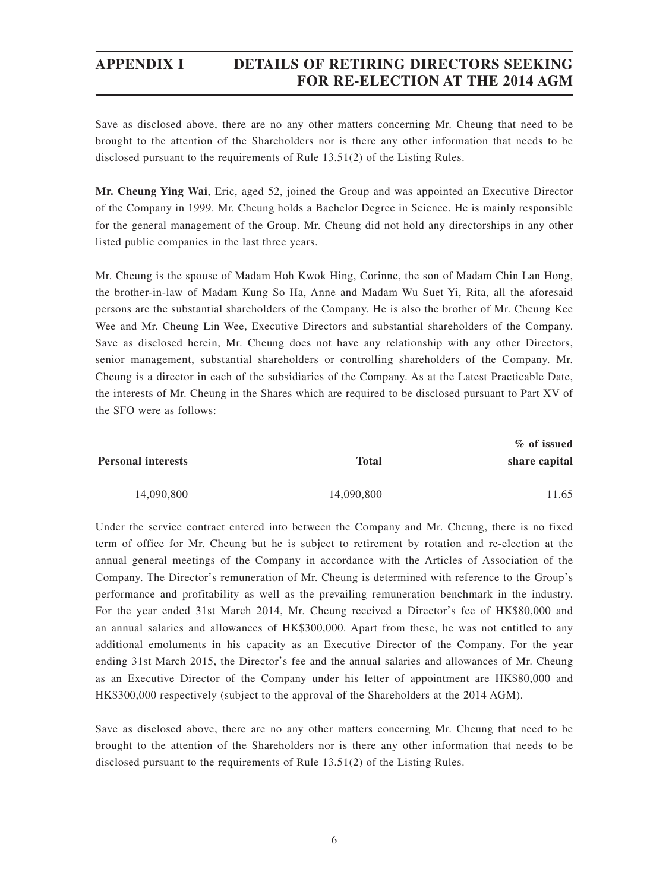Save as disclosed above, there are no any other matters concerning Mr. Cheung that need to be brought to the attention of the Shareholders nor is there any other information that needs to be disclosed pursuant to the requirements of Rule 13.51(2) of the Listing Rules.

**Mr. Cheung Ying Wai**, Eric, aged 52, joined the Group and was appointed an Executive Director of the Company in 1999. Mr. Cheung holds a Bachelor Degree in Science. He is mainly responsible for the general management of the Group. Mr. Cheung did not hold any directorships in any other listed public companies in the last three years.

Mr. Cheung is the spouse of Madam Hoh Kwok Hing, Corinne, the son of Madam Chin Lan Hong, the brother-in-law of Madam Kung So Ha, Anne and Madam Wu Suet Yi, Rita, all the aforesaid persons are the substantial shareholders of the Company. He is also the brother of Mr. Cheung Kee Wee and Mr. Cheung Lin Wee, Executive Directors and substantial shareholders of the Company. Save as disclosed herein, Mr. Cheung does not have any relationship with any other Directors, senior management, substantial shareholders or controlling shareholders of the Company. Mr. Cheung is a director in each of the subsidiaries of the Company. As at the Latest Practicable Date, the interests of Mr. Cheung in the Shares which are required to be disclosed pursuant to Part XV of the SFO were as follows:

| Personal interests | Total | % of issued share capital |
|---|---|---|
| 14,090,800 | 14,090,800 | 11.65 |

Under the service contract entered into between the Company and Mr. Cheung, there is no fixed term of office for Mr. Cheung but he is subject to retirement by rotation and re-election at the annual general meetings of the Company in accordance with the Articles of Association of the Company. The Director's remuneration of Mr. Cheung is determined with reference to the Group's performance and profitability as well as the prevailing remuneration benchmark in the industry. For the year ended 31st March 2014, Mr. Cheung received a Director's fee of HK$80,000 and an annual salaries and allowances of HK$300,000. Apart from these, he was not entitled to any additional emoluments in his capacity as an Executive Director of the Company. For the year ending 31st March 2015, the Director's fee and the annual salaries and allowances of Mr. Cheung as an Executive Director of the Company under his letter of appointment are HK$80,000 and HK$300,000 respectively (subject to the approval of the Shareholders at the 2014 AGM).

Save as disclosed above, there are no any other matters concerning Mr. Cheung that need to be brought to the attention of the Shareholders nor is there any other information that needs to be disclosed pursuant to the requirements of Rule 13.51(2) of the Listing Rules.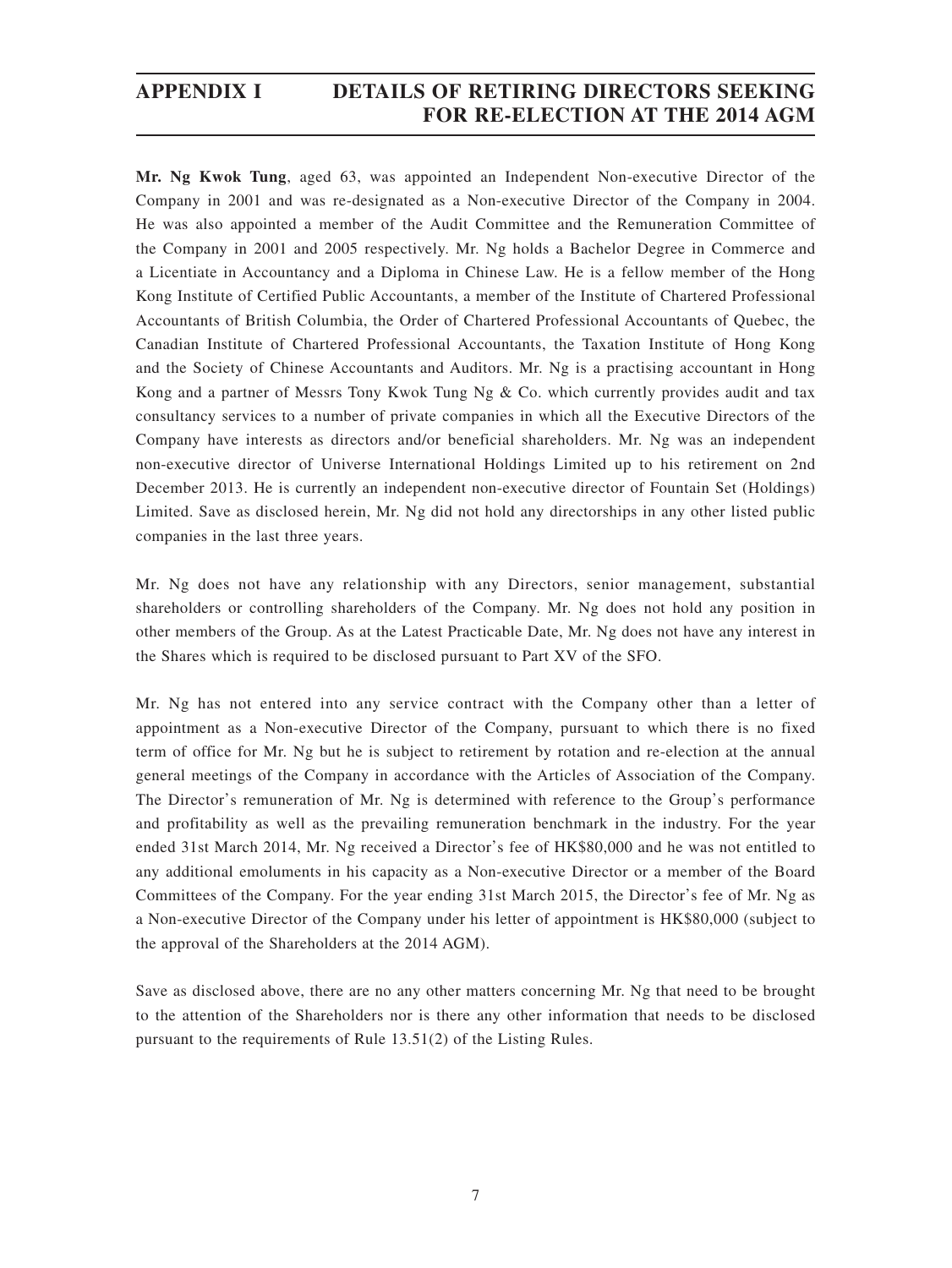**Mr. Ng Kwok Tung**, aged 63, was appointed an Independent Non-executive Director of the Company in 2001 and was re-designated as a Non-executive Director of the Company in 2004. He was also appointed a member of the Audit Committee and the Remuneration Committee of the Company in 2001 and 2005 respectively. Mr. Ng holds a Bachelor Degree in Commerce and a Licentiate in Accountancy and a Diploma in Chinese Law. He is a fellow member of the Hong Kong Institute of Certified Public Accountants, a member of the Institute of Chartered Professional Accountants of British Columbia, the Order of Chartered Professional Accountants of Quebec, the Canadian Institute of Chartered Professional Accountants, the Taxation Institute of Hong Kong and the Society of Chinese Accountants and Auditors. Mr. Ng is a practising accountant in Hong Kong and a partner of Messrs Tony Kwok Tung Ng & Co. which currently provides audit and tax consultancy services to a number of private companies in which all the Executive Directors of the Company have interests as directors and/or beneficial shareholders. Mr. Ng was an independent non-executive director of Universe International Holdings Limited up to his retirement on 2nd December 2013. He is currently an independent non-executive director of Fountain Set (Holdings) Limited. Save as disclosed herein, Mr. Ng did not hold any directorships in any other listed public companies in the last three years.

Mr. Ng does not have any relationship with any Directors, senior management, substantial shareholders or controlling shareholders of the Company. Mr. Ng does not hold any position in other members of the Group. As at the Latest Practicable Date, Mr. Ng does not have any interest in the Shares which is required to be disclosed pursuant to Part XV of the SFO.

Mr. Ng has not entered into any service contract with the Company other than a letter of appointment as a Non-executive Director of the Company, pursuant to which there is no fixed term of office for Mr. Ng but he is subject to retirement by rotation and re-election at the annual general meetings of the Company in accordance with the Articles of Association of the Company. The Director's remuneration of Mr. Ng is determined with reference to the Group's performance and profitability as well as the prevailing remuneration benchmark in the industry. For the year ended 31st March 2014, Mr. Ng received a Director's fee of HK$80,000 and he was not entitled to any additional emoluments in his capacity as a Non-executive Director or a member of the Board Committees of the Company. For the year ending 31st March 2015, the Director's fee of Mr. Ng as a Non-executive Director of the Company under his letter of appointment is HK$80,000 (subject to the approval of the Shareholders at the 2014 AGM).

Save as disclosed above, there are no any other matters concerning Mr. Ng that need to be brought to the attention of the Shareholders nor is there any other information that needs to be disclosed pursuant to the requirements of Rule 13.51(2) of the Listing Rules.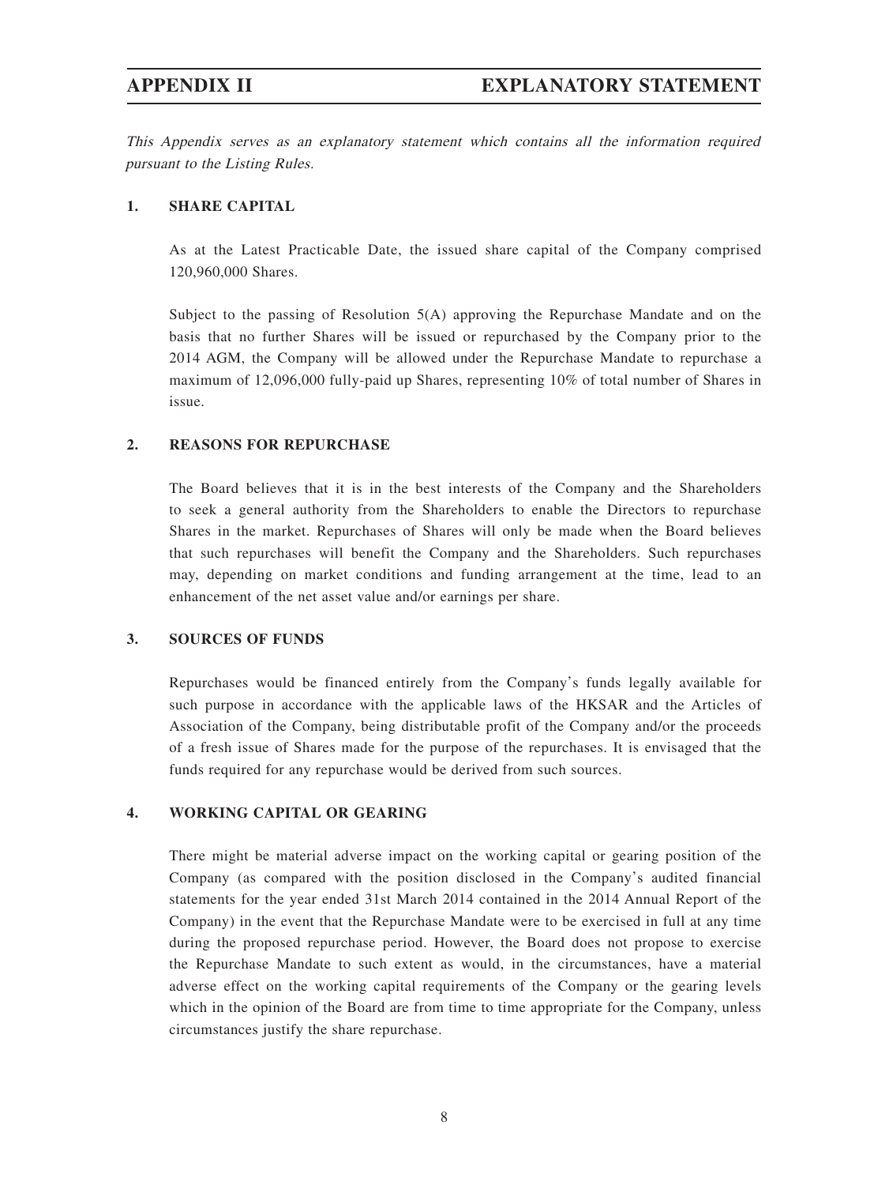# APPENDIX II EXPLANATORY STATEMENT

*This Appendix serves as an explanatory statement which contains all the information required pursuant to the Listing Rules.*

## 1. SHARE CAPITAL

As at the Latest Practicable Date, the issued share capital of the Company comprised 120,960,000 Shares.

Subject to the passing of Resolution 5(A) approving the Repurchase Mandate and on the basis that no further Shares will be issued or repurchased by the Company prior to the 2014 AGM, the Company will be allowed under the Repurchase Mandate to repurchase a maximum of 12,096,000 fully-paid up Shares, representing 10% of total number of Shares in issue.

## 2. REASONS FOR REPURCHASE

The Board believes that it is in the best interests of the Company and the Shareholders to seek a general authority from the Shareholders to enable the Directors to repurchase Shares in the market. Repurchases of Shares will only be made when the Board believes that such repurchases will benefit the Company and the Shareholders. Such repurchases may, depending on market conditions and funding arrangement at the time, lead to an enhancement of the net asset value and/or earnings per share.

## 3. SOURCES OF FUNDS

Repurchases would be financed entirely from the Company's funds legally available for such purpose in accordance with the applicable laws of the HKSAR and the Articles of Association of the Company, being distributable profit of the Company and/or the proceeds of a fresh issue of Shares made for the purpose of the repurchases. It is envisaged that the funds required for any repurchase would be derived from such sources.

## 4. WORKING CAPITAL OR GEARING

There might be material adverse impact on the working capital or gearing position of the Company (as compared with the position disclosed in the Company's audited financial statements for the year ended 31st March 2014 contained in the 2014 Annual Report of the Company) in the event that the Repurchase Mandate were to be exercised in full at any time during the proposed repurchase period. However, the Board does not propose to exercise the Repurchase Mandate to such extent as would, in the circumstances, have a material adverse effect on the working capital requirements of the Company or the gearing levels which in the opinion of the Board are from time to time appropriate for the Company, unless circumstances justify the share repurchase.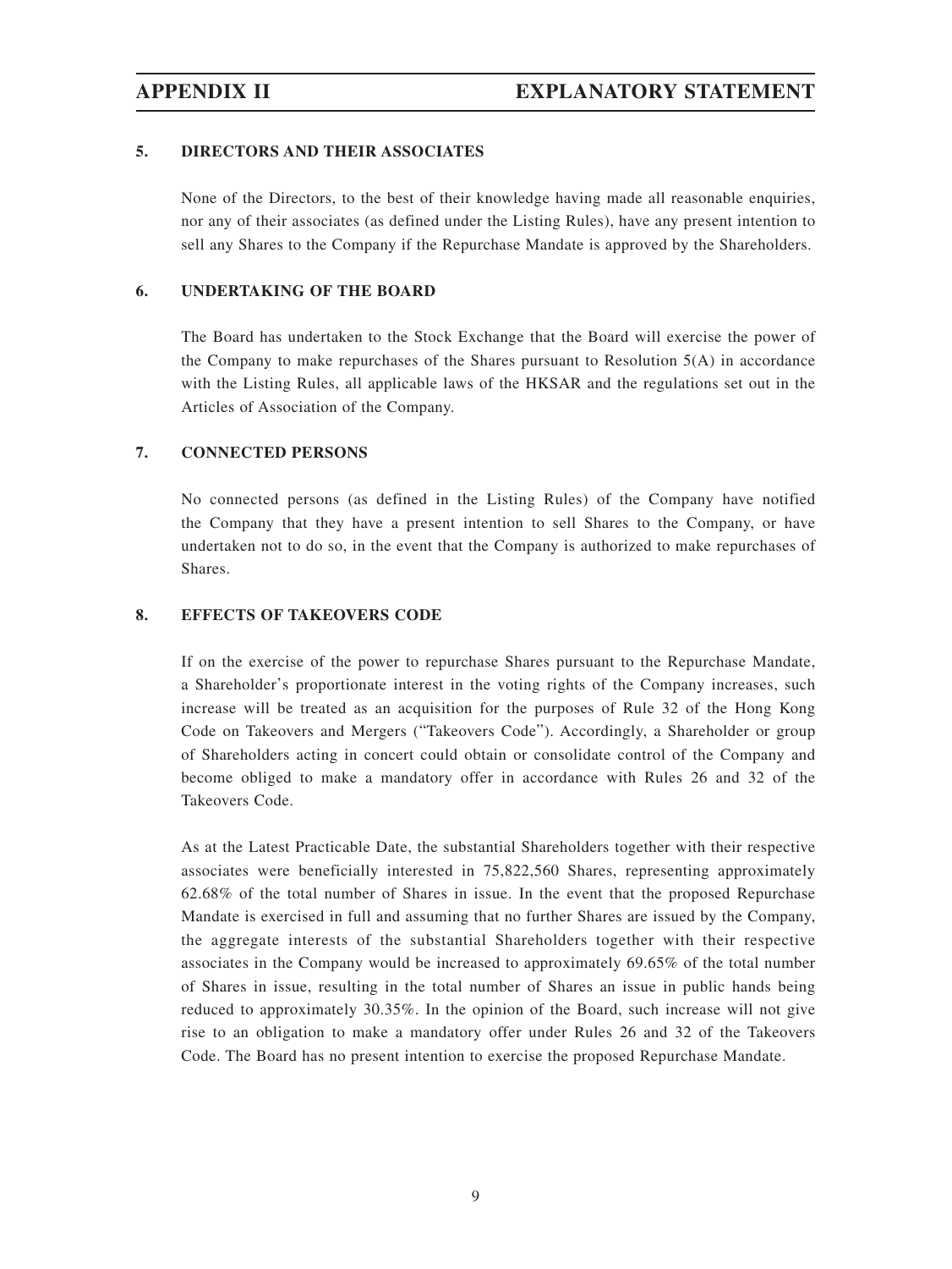## 5. DIRECTORS AND THEIR ASSOCIATES

None of the Directors, to the best of their knowledge having made all reasonable enquiries, nor any of their associates (as defined under the Listing Rules), have any present intention to sell any Shares to the Company if the Repurchase Mandate is approved by the Shareholders.

## 6. UNDERTAKING OF THE BOARD

The Board has undertaken to the Stock Exchange that the Board will exercise the power of the Company to make repurchases of the Shares pursuant to Resolution 5(A) in accordance with the Listing Rules, all applicable laws of the HKSAR and the regulations set out in the Articles of Association of the Company.

## 7. CONNECTED PERSONS

No connected persons (as defined in the Listing Rules) of the Company have notified the Company that they have a present intention to sell Shares to the Company, or have undertaken not to do so, in the event that the Company is authorized to make repurchases of Shares.

## 8. EFFECTS OF TAKEOVERS CODE

If on the exercise of the power to repurchase Shares pursuant to the Repurchase Mandate, a Shareholder's proportionate interest in the voting rights of the Company increases, such increase will be treated as an acquisition for the purposes of Rule 32 of the Hong Kong Code on Takeovers and Mergers ("Takeovers Code"). Accordingly, a Shareholder or group of Shareholders acting in concert could obtain or consolidate control of the Company and become obliged to make a mandatory offer in accordance with Rules 26 and 32 of the Takeovers Code.

As at the Latest Practicable Date, the substantial Shareholders together with their respective associates were beneficially interested in 75,822,560 Shares, representing approximately 62.68% of the total number of Shares in issue. In the event that the proposed Repurchase Mandate is exercised in full and assuming that no further Shares are issued by the Company, the aggregate interests of the substantial Shareholders together with their respective associates in the Company would be increased to approximately 69.65% of the total number of Shares in issue, resulting in the total number of Shares an issue in public hands being reduced to approximately 30.35%. In the opinion of the Board, such increase will not give rise to an obligation to make a mandatory offer under Rules 26 and 32 of the Takeovers Code. The Board has no present intention to exercise the proposed Repurchase Mandate.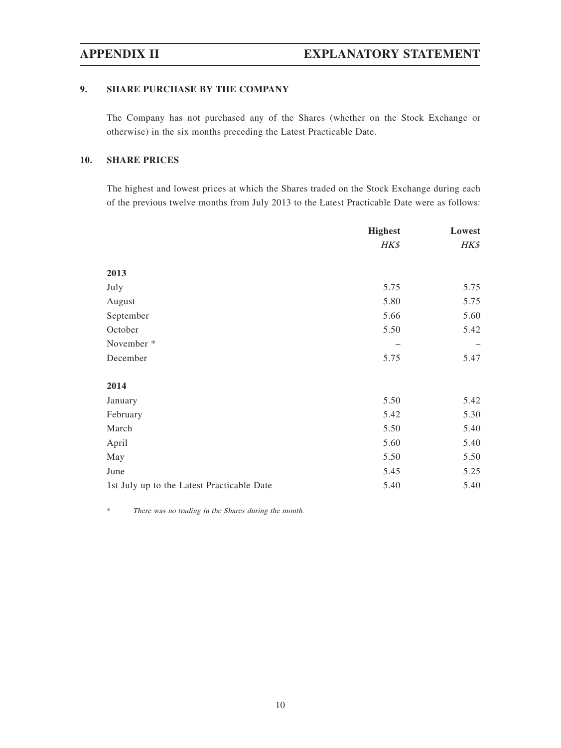## 9. SHARE PURCHASE BY THE COMPANY

The Company has not purchased any of the Shares (whether on the Stock Exchange or otherwise) in the six months preceding the Latest Practicable Date.

## 10. SHARE PRICES

The highest and lowest prices at which the Shares traded on the Stock Exchange during each of the previous twelve months from July 2013 to the Latest Practicable Date were as follows:

| | Highest | Lowest |
|---|---|---|
| | *HK$* | *HK$* |
| **2013** | | |
| July | 5.75 | 5.75 |
| August | 5.80 | 5.75 |
| September | 5.66 | 5.60 |
| October | 5.50 | 5.42 |
| November * | – | – |
| December | 5.75 | 5.47 |
| **2014** | | |
| January | 5.50 | 5.42 |
| February | 5.42 | 5.30 |
| March | 5.50 | 5.40 |
| April | 5.60 | 5.40 |
| May | 5.50 | 5.50 |
| June | 5.45 | 5.25 |
| 1st July up to the Latest Practicable Date | 5.40 | 5.40 |

\* *There was no trading in the Shares during the month.*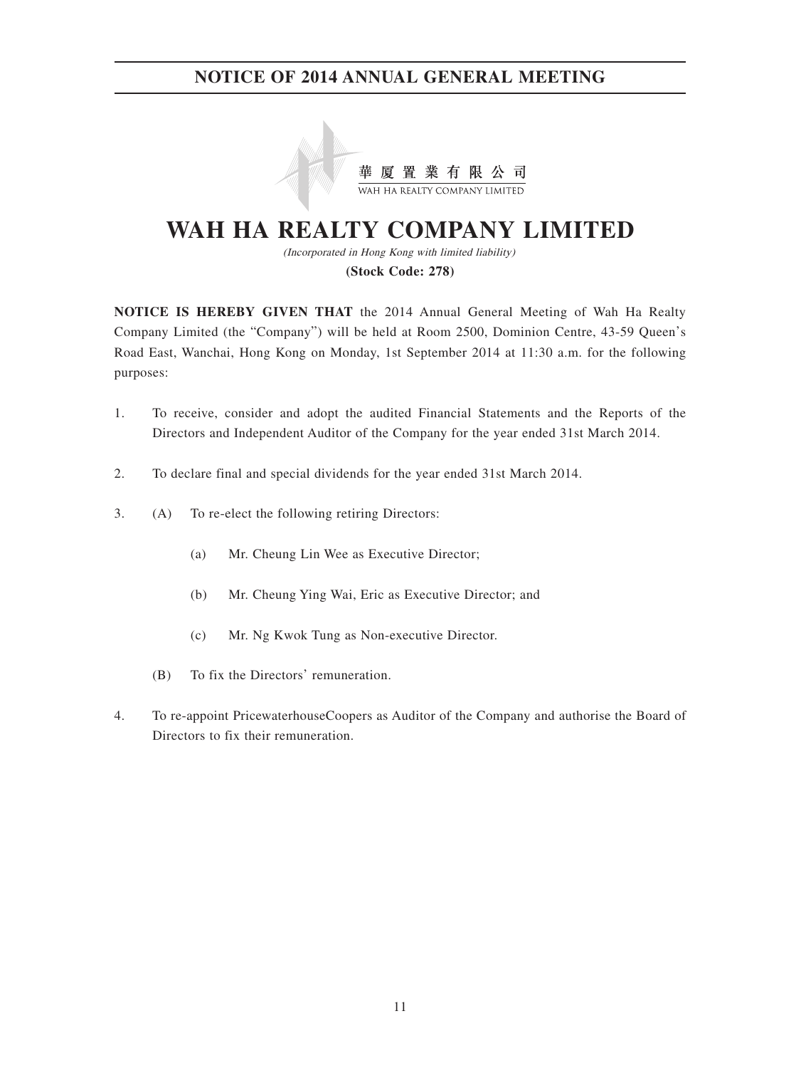# NOTICE OF 2014 ANNUAL GENERAL MEETING

華夏置業有限公司
WAH HA REALTY COMPANY LIMITED

# WAH HA REALTY COMPANY LIMITED

*(Incorporated in Hong Kong with limited liability)*

**(Stock Code: 278)**

**NOTICE IS HEREBY GIVEN THAT** the 2014 Annual General Meeting of Wah Ha Realty Company Limited (the "Company") will be held at Room 2500, Dominion Centre, 43-59 Queen's Road East, Wanchai, Hong Kong on Monday, 1st September 2014 at 11:30 a.m. for the following purposes:

1. To receive, consider and adopt the audited Financial Statements and the Reports of the Directors and Independent Auditor of the Company for the year ended 31st March 2014.

2. To declare final and special dividends for the year ended 31st March 2014.

3. (A) To re-elect the following retiring Directors:

   (a) Mr. Cheung Lin Wee as Executive Director;

   (b) Mr. Cheung Ying Wai, Eric as Executive Director; and

   (c) Mr. Ng Kwok Tung as Non-executive Director.

   (B) To fix the Directors' remuneration.

4. To re-appoint PricewaterhouseCoopers as Auditor of the Company and authorise the Board of Directors to fix their remuneration.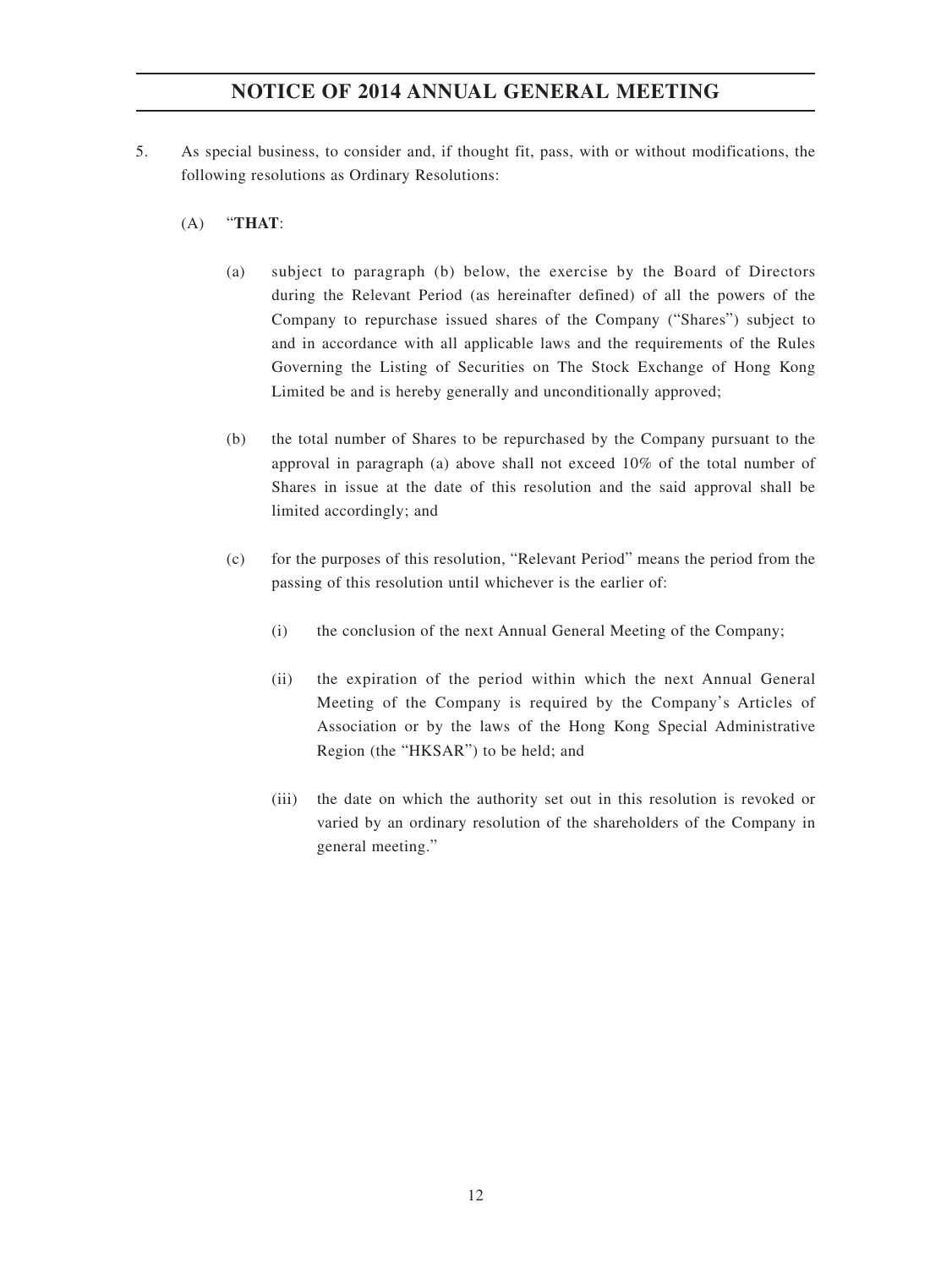5. As special business, to consider and, if thought fit, pass, with or without modifications, the following resolutions as Ordinary Resolutions:

   (A) "**THAT**:

   (a) subject to paragraph (b) below, the exercise by the Board of Directors during the Relevant Period (as hereinafter defined) of all the powers of the Company to repurchase issued shares of the Company ("Shares") subject to and in accordance with all applicable laws and the requirements of the Rules Governing the Listing of Securities on The Stock Exchange of Hong Kong Limited be and is hereby generally and unconditionally approved;

   (b) the total number of Shares to be repurchased by the Company pursuant to the approval in paragraph (a) above shall not exceed 10% of the total number of Shares in issue at the date of this resolution and the said approval shall be limited accordingly; and

   (c) for the purposes of this resolution, "Relevant Period" means the period from the passing of this resolution until whichever is the earlier of:

      (i) the conclusion of the next Annual General Meeting of the Company;

      (ii) the expiration of the period within which the next Annual General Meeting of the Company is required by the Company's Articles of Association or by the laws of the Hong Kong Special Administrative Region (the "HKSAR") to be held; and

      (iii) the date on which the authority set out in this resolution is revoked or varied by an ordinary resolution of the shareholders of the Company in general meeting."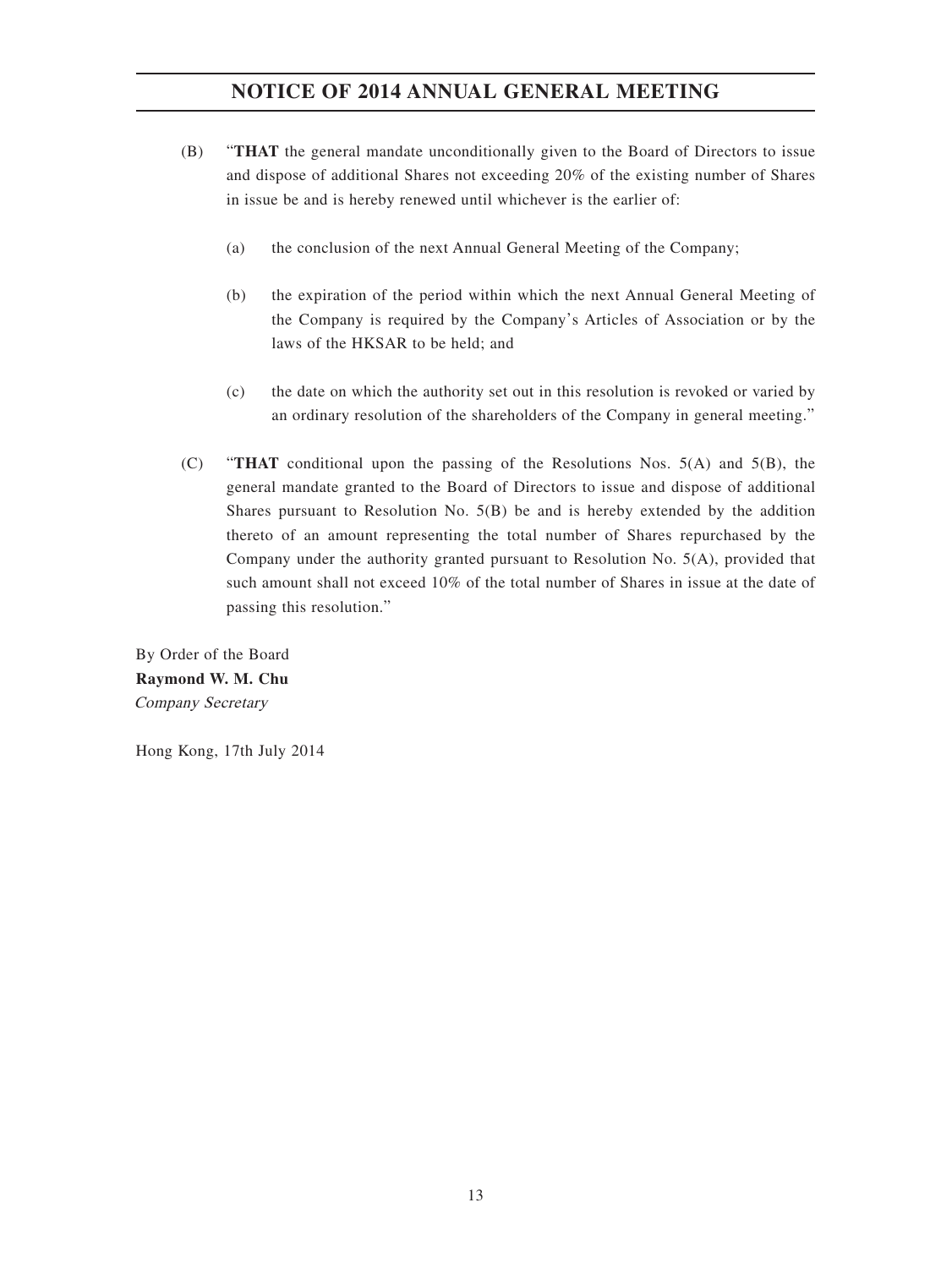(B) "**THAT** the general mandate unconditionally given to the Board of Directors to issue and dispose of additional Shares not exceeding 20% of the existing number of Shares in issue be and is hereby renewed until whichever is the earlier of:

(a) the conclusion of the next Annual General Meeting of the Company;

(b) the expiration of the period within which the next Annual General Meeting of the Company is required by the Company's Articles of Association or by the laws of the HKSAR to be held; and

(c) the date on which the authority set out in this resolution is revoked or varied by an ordinary resolution of the shareholders of the Company in general meeting."

(C) "**THAT** conditional upon the passing of the Resolutions Nos. 5(A) and 5(B), the general mandate granted to the Board of Directors to issue and dispose of additional Shares pursuant to Resolution No. 5(B) be and is hereby extended by the addition thereto of an amount representing the total number of Shares repurchased by the Company under the authority granted pursuant to Resolution No. 5(A), provided that such amount shall not exceed 10% of the total number of Shares in issue at the date of passing this resolution."

By Order of the Board
**Raymond W. M. Chu**
*Company Secretary*

Hong Kong, 17th July 2014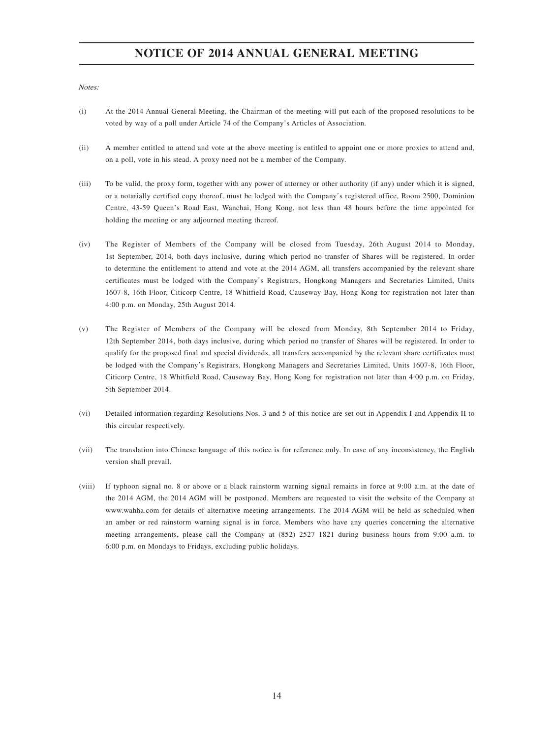# NOTICE OF 2014 ANNUAL GENERAL MEETING

*Notes:*

(i) At the 2014 Annual General Meeting, the Chairman of the meeting will put each of the proposed resolutions to be voted by way of a poll under Article 74 of the Company's Articles of Association.

(ii) A member entitled to attend and vote at the above meeting is entitled to appoint one or more proxies to attend and, on a poll, vote in his stead. A proxy need not be a member of the Company.

(iii) To be valid, the proxy form, together with any power of attorney or other authority (if any) under which it is signed, or a notarially certified copy thereof, must be lodged with the Company's registered office, Room 2500, Dominion Centre, 43-59 Queen's Road East, Wanchai, Hong Kong, not less than 48 hours before the time appointed for holding the meeting or any adjourned meeting thereof.

(iv) The Register of Members of the Company will be closed from Tuesday, 26th August 2014 to Monday, 1st September, 2014, both days inclusive, during which period no transfer of Shares will be registered. In order to determine the entitlement to attend and vote at the 2014 AGM, all transfers accompanied by the relevant share certificates must be lodged with the Company's Registrars, Hongkong Managers and Secretaries Limited, Units 1607-8, 16th Floor, Citicorp Centre, 18 Whitfield Road, Causeway Bay, Hong Kong for registration not later than 4:00 p.m. on Monday, 25th August 2014.

(v) The Register of Members of the Company will be closed from Monday, 8th September 2014 to Friday, 12th September 2014, both days inclusive, during which period no transfer of Shares will be registered. In order to qualify for the proposed final and special dividends, all transfers accompanied by the relevant share certificates must be lodged with the Company's Registrars, Hongkong Managers and Secretaries Limited, Units 1607-8, 16th Floor, Citicorp Centre, 18 Whitfield Road, Causeway Bay, Hong Kong for registration not later than 4:00 p.m. on Friday, 5th September 2014.

(vi) Detailed information regarding Resolutions Nos. 3 and 5 of this notice are set out in Appendix I and Appendix II to this circular respectively.

(vii) The translation into Chinese language of this notice is for reference only. In case of any inconsistency, the English version shall prevail.

(viii) If typhoon signal no. 8 or above or a black rainstorm warning signal remains in force at 9:00 a.m. at the date of the 2014 AGM, the 2014 AGM will be postponed. Members are requested to visit the website of the Company at www.wahha.com for details of alternative meeting arrangements. The 2014 AGM will be held as scheduled when an amber or red rainstorm warning signal is in force. Members who have any queries concerning the alternative meeting arrangements, please call the Company at (852) 2527 1821 during business hours from 9:00 a.m. to 6:00 p.m. on Mondays to Fridays, excluding public holidays.